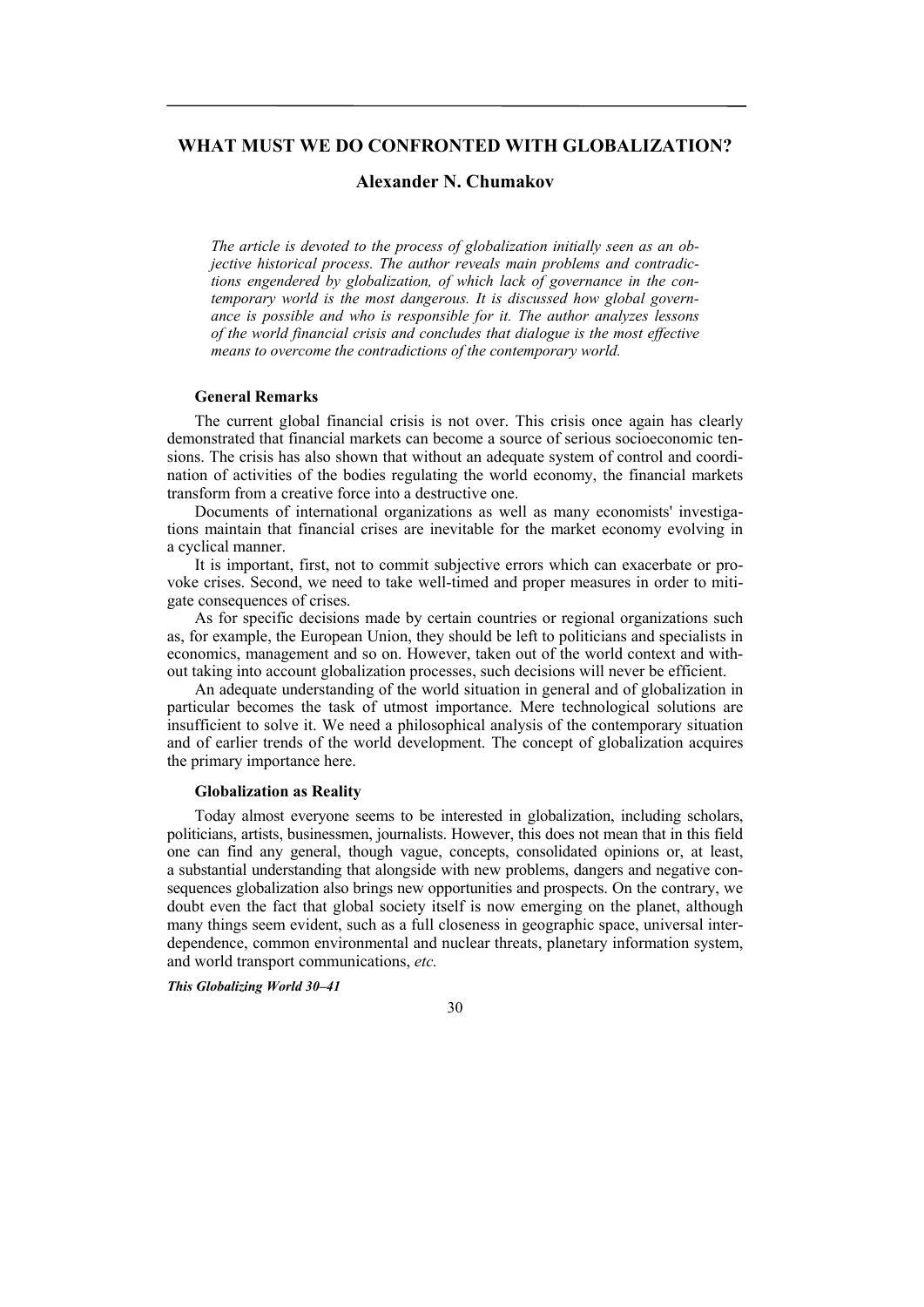# WHAT MUST WE DO CONFRONTED WITH GLOBALIZATION?

## Alexander N. Chumakov

*The article is devoted to the process of globalization initially seen as an objective historical process. The author reveals main problems and contradictions engendered by globalization, of which lack of governance in the contemporary world is the most dangerous. It is discussed how global governance is possible and who is responsible for it. The author analyzes lessons of the world financial crisis and concludes that dialogue is the most effective means to overcome the contradictions of the contemporary world.*

### General Remarks

The current global financial crisis is not over. This crisis once again has clearly demonstrated that financial markets can become a source of serious socioeconomic tensions. The crisis has also shown that without an adequate system of control and coordination of activities of the bodies regulating the world economy, the financial markets transform from a creative force into a destructive one.

Documents of international organizations as well as many economists' investigations maintain that financial crises are inevitable for the market economy evolving in a cyclical manner.

It is important, first, not to commit subjective errors which can exacerbate or provoke crises. Second, we need to take well-timed and proper measures in order to mitigate consequences of crises.

As for specific decisions made by certain countries or regional organizations such as, for example, the European Union, they should be left to politicians and specialists in economics, management and so on. However, taken out of the world context and without taking into account globalization processes, such decisions will never be efficient.

An adequate understanding of the world situation in general and of globalization in particular becomes the task of utmost importance. Mere technological solutions are insufficient to solve it. We need a philosophical analysis of the contemporary situation and of earlier trends of the world development. The concept of globalization acquires the primary importance here.

### Globalization as Reality

Today almost everyone seems to be interested in globalization, including scholars, politicians, artists, businessmen, journalists. However, this does not mean that in this field one can find any general, though vague, concepts, consolidated opinions or, at least, a substantial understanding that alongside with new problems, dangers and negative consequences globalization also brings new opportunities and prospects. On the contrary, we doubt even the fact that global society itself is now emerging on the planet, although many things seem evident, such as a full closeness in geographic space, universal interdependence, common environmental and nuclear threats, planetary information system, and world transport communications, *etc.*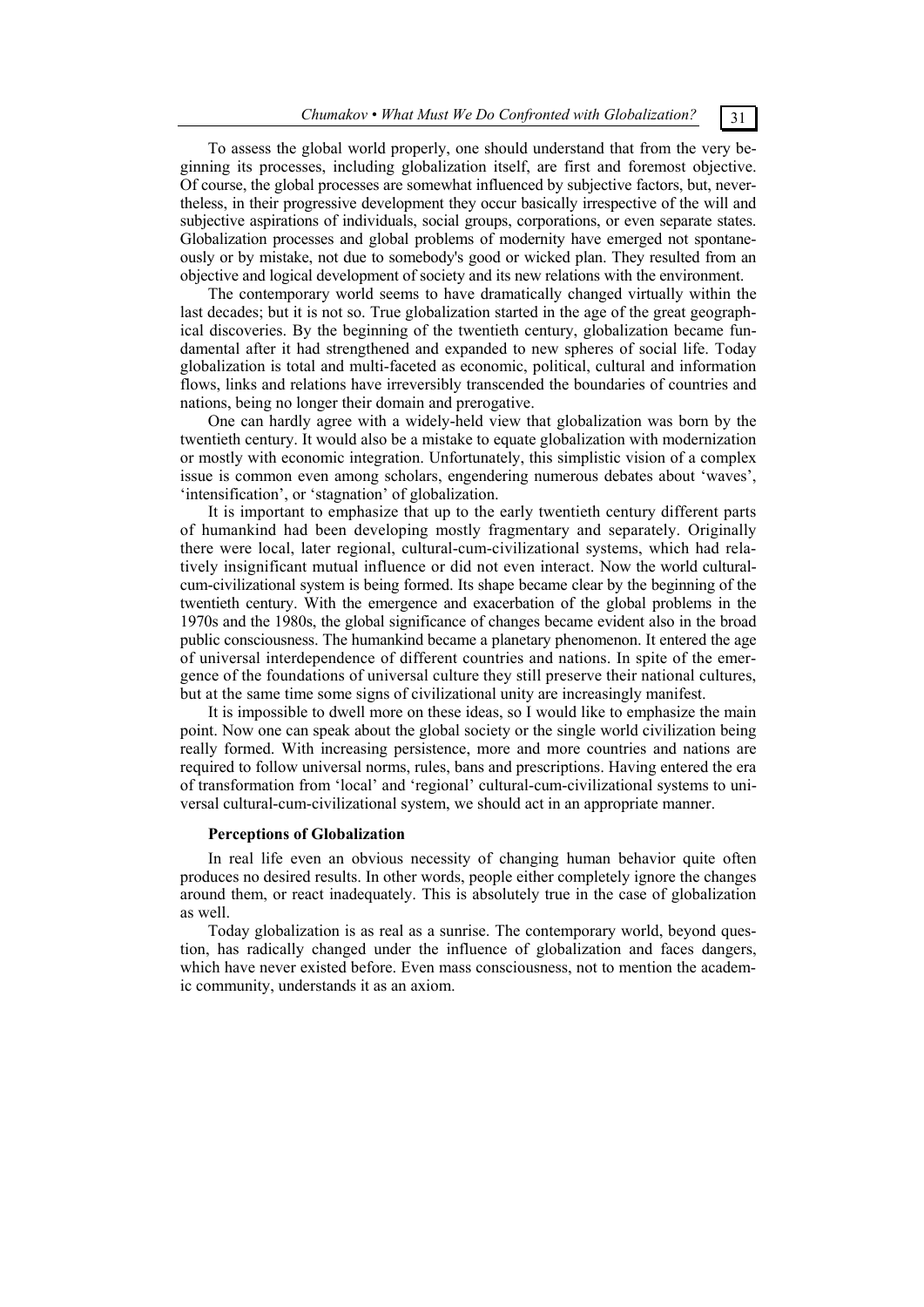To assess the global world properly, one should understand that from the very beginning its processes, including globalization itself, are first and foremost objective. Of course, the global processes are somewhat influenced by subjective factors, but, nevertheless, in their progressive development they occur basically irrespective of the will and subjective aspirations of individuals, social groups, corporations, or even separate states. Globalization processes and global problems of modernity have emerged not spontaneously or by mistake, not due to somebody's good or wicked plan. They resulted from an objective and logical development of society and its new relations with the environment.

The contemporary world seems to have dramatically changed virtually within the last decades; but it is not so. True globalization started in the age of the great geographical discoveries. By the beginning of the twentieth century, globalization became fundamental after it had strengthened and expanded to new spheres of social life. Today globalization is total and multi-faceted as economic, political, cultural and information flows, links and relations have irreversibly transcended the boundaries of countries and nations, being no longer their domain and prerogative.

One can hardly agree with a widely-held view that globalization was born by the twentieth century. It would also be a mistake to equate globalization with modernization or mostly with economic integration. Unfortunately, this simplistic vision of a complex issue is common even among scholars, engendering numerous debates about 'waves', 'intensification', or 'stagnation' of globalization.

It is important to emphasize that up to the early twentieth century different parts of humankind had been developing mostly fragmentary and separately. Originally there were local, later regional, cultural-cum-civilizational systems, which had relatively insignificant mutual influence or did not even interact. Now the world cultural-cum-civilizational system is being formed. Its shape became clear by the beginning of the twentieth century. With the emergence and exacerbation of the global problems in the 1970s and the 1980s, the global significance of changes became evident also in the broad public consciousness. The humankind became a planetary phenomenon. It entered the age of universal interdependence of different countries and nations. In spite of the emergence of the foundations of universal culture they still preserve their national cultures, but at the same time some signs of civilizational unity are increasingly manifest.

It is impossible to dwell more on these ideas, so I would like to emphasize the main point. Now one can speak about the global society or the single world civilization being really formed. With increasing persistence, more and more countries and nations are required to follow universal norms, rules, bans and prescriptions. Having entered the era of transformation from 'local' and 'regional' cultural-cum-civilizational systems to universal cultural-cum-civilizational system, we should act in an appropriate manner.

### Perceptions of Globalization

In real life even an obvious necessity of changing human behavior quite often produces no desired results. In other words, people either completely ignore the changes around them, or react inadequately. This is absolutely true in the case of globalization as well.

Today globalization is as real as a sunrise. The contemporary world, beyond question, has radically changed under the influence of globalization and faces dangers, which have never existed before. Even mass consciousness, not to mention the academic community, understands it as an axiom.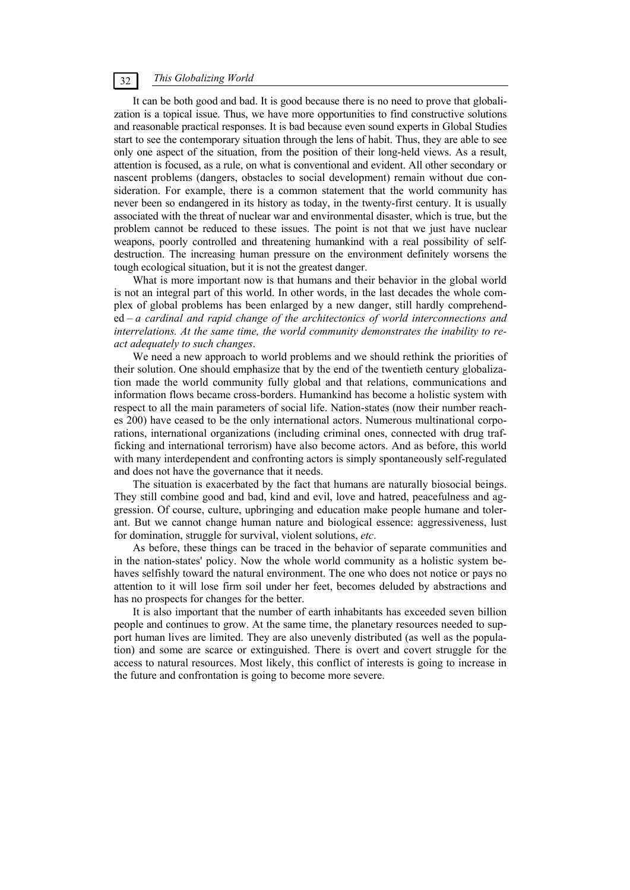It can be both good and bad. It is good because there is no need to prove that globalization is a topical issue. Thus, we have more opportunities to find constructive solutions and reasonable practical responses. It is bad because even sound experts in Global Studies start to see the contemporary situation through the lens of habit. Thus, they are able to see only one aspect of the situation, from the position of their long-held views. As a result, attention is focused, as a rule, on what is conventional and evident. All other secondary or nascent problems (dangers, obstacles to social development) remain without due consideration. For example, there is a common statement that the world community has never been so endangered in its history as today, in the twenty-first century. It is usually associated with the threat of nuclear war and environmental disaster, which is true, but the problem cannot be reduced to these issues. The point is not that we just have nuclear weapons, poorly controlled and threatening humankind with a real possibility of self-destruction. The increasing human pressure on the environment definitely worsens the tough ecological situation, but it is not the greatest danger.

What is more important now is that humans and their behavior in the global world is not an integral part of this world. In other words, in the last decades the whole complex of global problems has been enlarged by a new danger, still hardly comprehended – *a cardinal and rapid change of the architectonics of world interconnections and interrelations. At the same time, the world community demonstrates the inability to react adequately to such changes*.

We need a new approach to world problems and we should rethink the priorities of their solution. One should emphasize that by the end of the twentieth century globalization made the world community fully global and that relations, communications and information flows became cross-borders. Humankind has become a holistic system with respect to all the main parameters of social life. Nation-states (now their number reaches 200) have ceased to be the only international actors. Numerous multinational corporations, international organizations (including criminal ones, connected with drug trafficking and international terrorism) have also become actors. And as before, this world with many interdependent and confronting actors is simply spontaneously self-regulated and does not have the governance that it needs.

The situation is exacerbated by the fact that humans are naturally biosocial beings. They still combine good and bad, kind and evil, love and hatred, peacefulness and aggression. Of course, culture, upbringing and education make people humane and tolerant. But we cannot change human nature and biological essence: aggressiveness, lust for domination, struggle for survival, violent solutions, *etc*.

As before, these things can be traced in the behavior of separate communities and in the nation-states' policy. Now the whole world community as a holistic system behaves selfishly toward the natural environment. The one who does not notice or pays no attention to it will lose firm soil under her feet, becomes deluded by abstractions and has no prospects for changes for the better.

It is also important that the number of earth inhabitants has exceeded seven billion people and continues to grow. At the same time, the planetary resources needed to support human lives are limited. They are also unevenly distributed (as well as the population) and some are scarce or extinguished. There is overt and covert struggle for the access to natural resources. Most likely, this conflict of interests is going to increase in the future and confrontation is going to become more severe.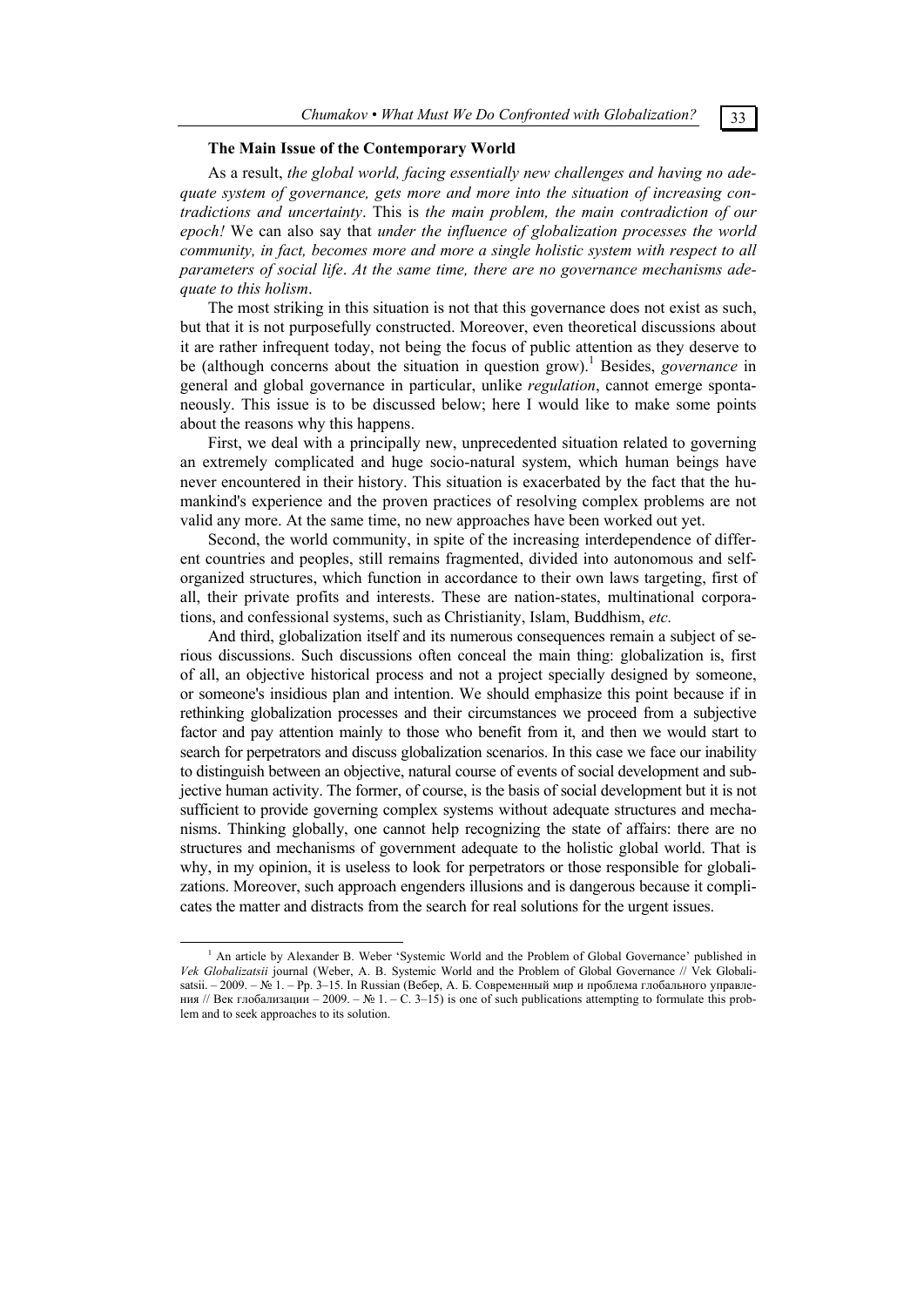### The Main Issue of the Contemporary World

As a result, *the global world, facing essentially new challenges and having no adequate system of governance, gets more and more into the situation of increasing contradictions and uncertainty*. This is *the main problem, the main contradiction of our epoch!* We can also say that *under the influence of globalization processes the world community, in fact, becomes more and more a single holistic system with respect to all parameters of social life*. *At the same time, there are no governance mechanisms adequate to this holism*.

The most striking in this situation is not that this governance does not exist as such, but that it is not purposefully constructed. Moreover, even theoretical discussions about it are rather infrequent today, not being the focus of public attention as they deserve to be (although concerns about the situation in question grow).[1] Besides, *governance* in general and global governance in particular, unlike *regulation*, cannot emerge spontaneously. This issue is to be discussed below; here I would like to make some points about the reasons why this happens.

First, we deal with a principally new, unprecedented situation related to governing an extremely complicated and huge socio-natural system, which human beings have never encountered in their history. This situation is exacerbated by the fact that the humankind's experience and the proven practices of resolving complex problems are not valid any more. At the same time, no new approaches have been worked out yet.

Second, the world community, in spite of the increasing interdependence of different countries and peoples, still remains fragmented, divided into autonomous and self-organized structures, which function in accordance to their own laws targeting, first of all, their private profits and interests. These are nation-states, multinational corporations, and confessional systems, such as Christianity, Islam, Buddhism, *etc.*

And third, globalization itself and its numerous consequences remain a subject of serious discussions. Such discussions often conceal the main thing: globalization is, first of all, an objective historical process and not a project specially designed by someone, or someone's insidious plan and intention. We should emphasize this point because if in rethinking globalization processes and their circumstances we proceed from a subjective factor and pay attention mainly to those who benefit from it, and then we would start to search for perpetrators and discuss globalization scenarios. In this case we face our inability to distinguish between an objective, natural course of events of social development and subjective human activity. The former, of course, is the basis of social development but it is not sufficient to provide governing complex systems without adequate structures and mechanisms. Thinking globally, one cannot help recognizing the state of affairs: there are no structures and mechanisms of government adequate to the holistic global world. That is why, in my opinion, it is useless to look for perpetrators or those responsible for globalizations. Moreover, such approach engenders illusions and is dangerous because it complicates the matter and distracts from the search for real solutions for the urgent issues.

---

[1] An article by Alexander B. Weber 'Systemic World and the Problem of Global Governance' published in *Vek Globalizatsii* journal (Weber, A. B. Systemic World and the Problem of Global Governance // Vek Globalisatsii. – 2009. – № 1. – Pp. 3–15. In Russian (Вебер, А. Б. Современный мир и проблема глобального управления // Век глобализации – 2009. – № 1. – С. 3–15) is one of such publications attempting to formulate this problem and to seek approaches to its solution.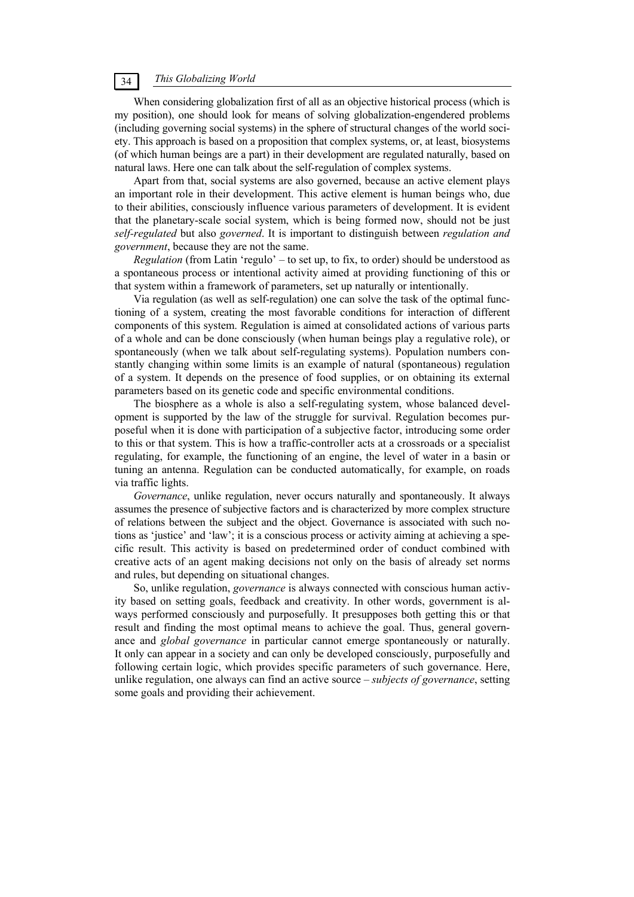When considering globalization first of all as an objective historical process (which is my position), one should look for means of solving globalization-engendered problems (including governing social systems) in the sphere of structural changes of the world society. This approach is based on a proposition that complex systems, or, at least, biosystems (of which human beings are a part) in their development are regulated naturally, based on natural laws. Here one can talk about the self-regulation of complex systems.

Apart from that, social systems are also governed, because an active element plays an important role in their development. This active element is human beings who, due to their abilities, consciously influence various parameters of development. It is evident that the planetary-scale social system, which is being formed now, should not be just *self-regulated* but also *governed*. It is important to distinguish between *regulation and government*, because they are not the same.

*Regulation* (from Latin 'regulo' – to set up, to fix, to order) should be understood as a spontaneous process or intentional activity aimed at providing functioning of this or that system within a framework of parameters, set up naturally or intentionally.

Via regulation (as well as self-regulation) one can solve the task of the optimal functioning of a system, creating the most favorable conditions for interaction of different components of this system. Regulation is aimed at consolidated actions of various parts of a whole and can be done consciously (when human beings play a regulative role), or spontaneously (when we talk about self-regulating systems). Population numbers constantly changing within some limits is an example of natural (spontaneous) regulation of a system. It depends on the presence of food supplies, or on obtaining its external parameters based on its genetic code and specific environmental conditions.

The biosphere as a whole is also a self-regulating system, whose balanced development is supported by the law of the struggle for survival. Regulation becomes purposeful when it is done with participation of a subjective factor, introducing some order to this or that system. This is how a traffic-controller acts at a crossroads or a specialist regulating, for example, the functioning of an engine, the level of water in a basin or tuning an antenna. Regulation can be conducted automatically, for example, on roads via traffic lights.

*Governance*, unlike regulation, never occurs naturally and spontaneously. It always assumes the presence of subjective factors and is characterized by more complex structure of relations between the subject and the object. Governance is associated with such notions as 'justice' and 'law'; it is a conscious process or activity aiming at achieving a specific result. This activity is based on predetermined order of conduct combined with creative acts of an agent making decisions not only on the basis of already set norms and rules, but depending on situational changes.

So, unlike regulation, *governance* is always connected with conscious human activity based on setting goals, feedback and creativity. In other words, government is always performed consciously and purposefully. It presupposes both getting this or that result and finding the most optimal means to achieve the goal. Thus, general governance and *global governance* in particular cannot emerge spontaneously or naturally. It only can appear in a society and can only be developed consciously, purposefully and following certain logic, which provides specific parameters of such governance. Here, unlike regulation, one always can find an active source – *subjects of governance*, setting some goals and providing their achievement.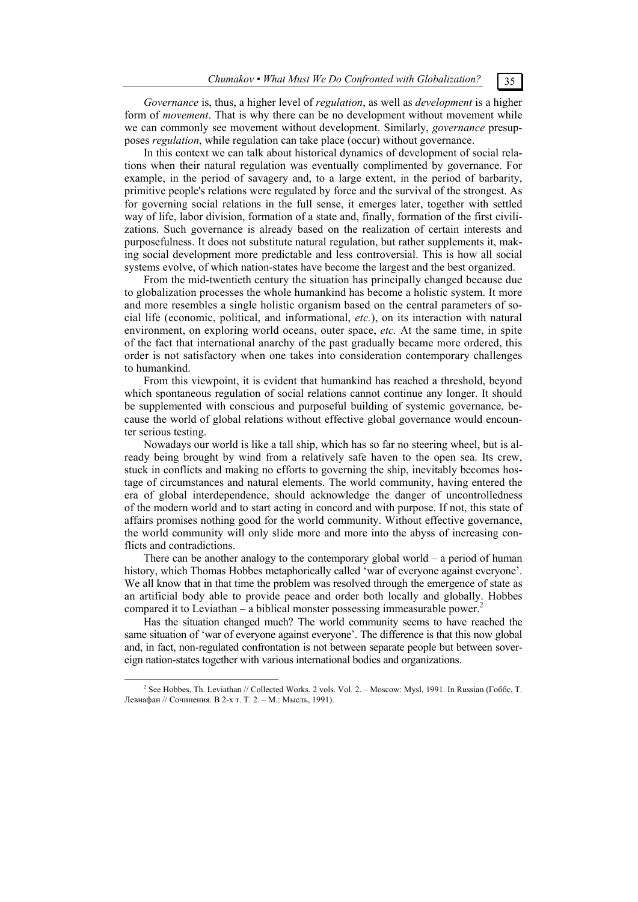*Governance* is, thus, a higher level of *regulation*, as well as *development* is a higher form of *movement*. That is why there can be no development without movement while we can commonly see movement without development. Similarly, *governance* presupposes *regulation*, while regulation can take place (occur) without governance.

In this context we can talk about historical dynamics of development of social relations when their natural regulation was eventually complimented by governance. For example, in the period of savagery and, to a large extent, in the period of barbarity, primitive people's relations were regulated by force and the survival of the strongest. As for governing social relations in the full sense, it emerges later, together with settled way of life, labor division, formation of a state and, finally, formation of the first civilizations. Such governance is already based on the realization of certain interests and purposefulness. It does not substitute natural regulation, but rather supplements it, making social development more predictable and less controversial. This is how all social systems evolve, of which nation-states have become the largest and the best organized.

From the mid-twentieth century the situation has principally changed because due to globalization processes the whole humankind has become a holistic system. It more and more resembles a single holistic organism based on the central parameters of social life (economic, political, and informational, *etc.*), on its interaction with natural environment, on exploring world oceans, outer space, *etc.* At the same time, in spite of the fact that international anarchy of the past gradually became more ordered, this order is not satisfactory when one takes into consideration contemporary challenges to humankind.

From this viewpoint, it is evident that humankind has reached a threshold, beyond which spontaneous regulation of social relations cannot continue any longer. It should be supplemented with conscious and purposeful building of systemic governance, because the world of global relations without effective global governance would encounter serious testing.

Nowadays our world is like a tall ship, which has so far no steering wheel, but is already being brought by wind from a relatively safe haven to the open sea. Its crew, stuck in conflicts and making no efforts to governing the ship, inevitably becomes hostage of circumstances and natural elements. The world community, having entered the era of global interdependence, should acknowledge the danger of uncontrolledness of the modern world and to start acting in concord and with purpose. If not, this state of affairs promises nothing good for the world community. Without effective governance, the world community will only slide more and more into the abyss of increasing conflicts and contradictions.

There can be another analogy to the contemporary global world – a period of human history, which Thomas Hobbes metaphorically called 'war of everyone against everyone'. We all know that in that time the problem was resolved through the emergence of state as an artificial body able to provide peace and order both locally and globally. Hobbes compared it to Leviathan – a biblical monster possessing immeasurable power.[2]

Has the situation changed much? The world community seems to have reached the same situation of 'war of everyone against everyone'. The difference is that this now global and, in fact, non-regulated confrontation is not between separate people but between sovereign nation-states together with various international bodies and organizations.

[2] See Hobbes, Th. Leviathan // Collected Works. 2 vols. Vol. 2. – Moscow: Mysl, 1991. In Russian (Гоббс, Т. Левиафан // Сочинения. В 2-х т. Т. 2. – М.: Мысль, 1991).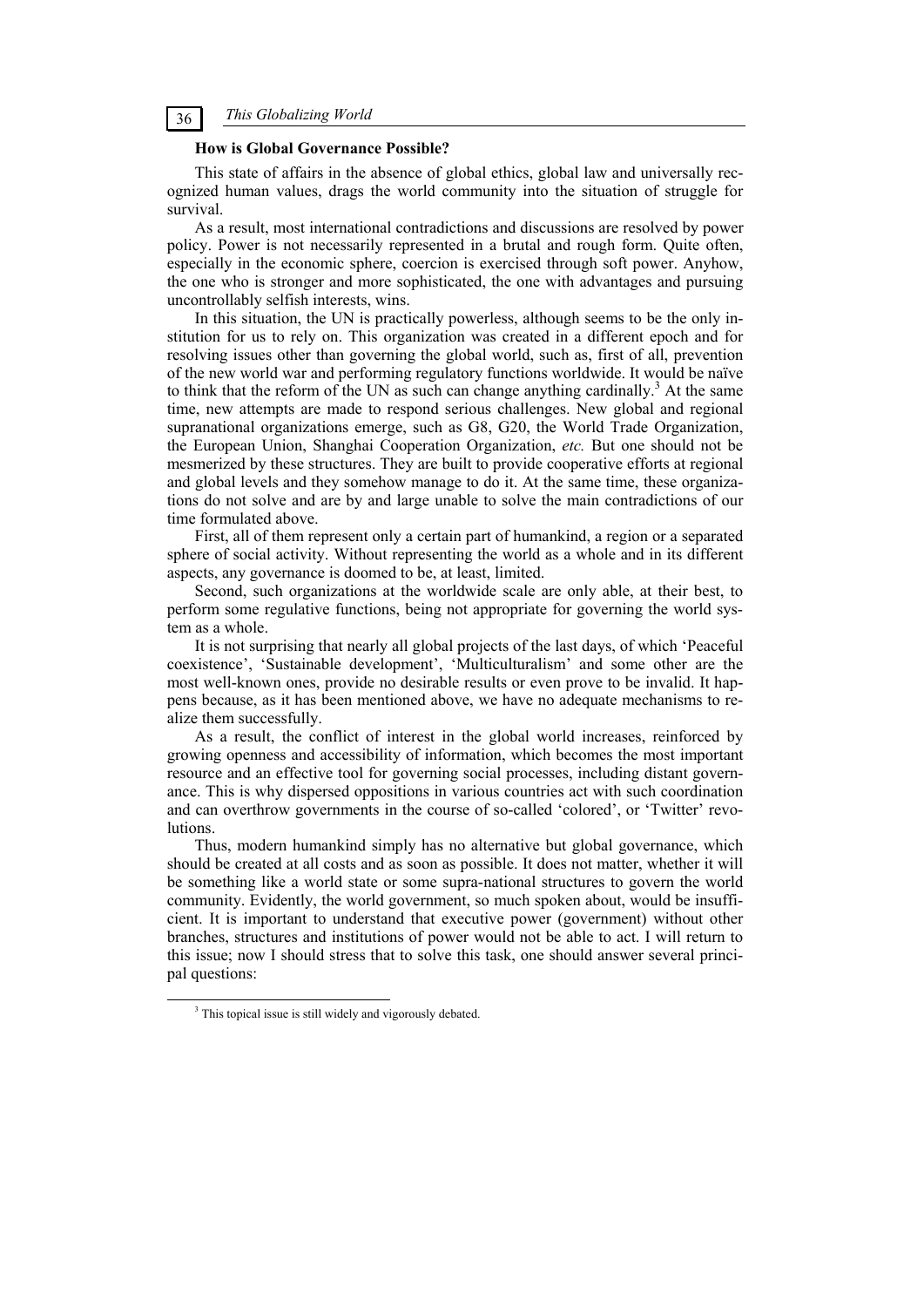### How is Global Governance Possible?

This state of affairs in the absence of global ethics, global law and universally recognized human values, drags the world community into the situation of struggle for survival.

As a result, most international contradictions and discussions are resolved by power policy. Power is not necessarily represented in a brutal and rough form. Quite often, especially in the economic sphere, coercion is exercised through soft power. Anyhow, the one who is stronger and more sophisticated, the one with advantages and pursuing uncontrollably selfish interests, wins.

In this situation, the UN is practically powerless, although seems to be the only institution for us to rely on. This organization was created in a different epoch and for resolving issues other than governing the global world, such as, first of all, prevention of the new world war and performing regulatory functions worldwide. It would be naïve to think that the reform of the UN as such can change anything cardinally.[3] At the same time, new attempts are made to respond serious challenges. New global and regional supranational organizations emerge, such as G8, G20, the World Trade Organization, the European Union, Shanghai Cooperation Organization, *etc.* But one should not be mesmerized by these structures. They are built to provide cooperative efforts at regional and global levels and they somehow manage to do it. At the same time, these organizations do not solve and are by and large unable to solve the main contradictions of our time formulated above.

First, all of them represent only a certain part of humankind, a region or a separated sphere of social activity. Without representing the world as a whole and in its different aspects, any governance is doomed to be, at least, limited.

Second, such organizations at the worldwide scale are only able, at their best, to perform some regulative functions, being not appropriate for governing the world system as a whole.

It is not surprising that nearly all global projects of the last days, of which 'Peaceful coexistence', 'Sustainable development', 'Multiculturalism' and some other are the most well-known ones, provide no desirable results or even prove to be invalid. It happens because, as it has been mentioned above, we have no adequate mechanisms to realize them successfully.

As a result, the conflict of interest in the global world increases, reinforced by growing openness and accessibility of information, which becomes the most important resource and an effective tool for governing social processes, including distant governance. This is why dispersed oppositions in various countries act with such coordination and can overthrow governments in the course of so-called 'colored', or 'Twitter' revolutions.

Thus, modern humankind simply has no alternative but global governance, which should be created at all costs and as soon as possible. It does not matter, whether it will be something like a world state or some supra-national structures to govern the world community. Evidently, the world government, so much spoken about, would be insufficient. It is important to understand that executive power (government) without other branches, structures and institutions of power would not be able to act. I will return to this issue; now I should stress that to solve this task, one should answer several principal questions:

[3] This topical issue is still widely and vigorously debated.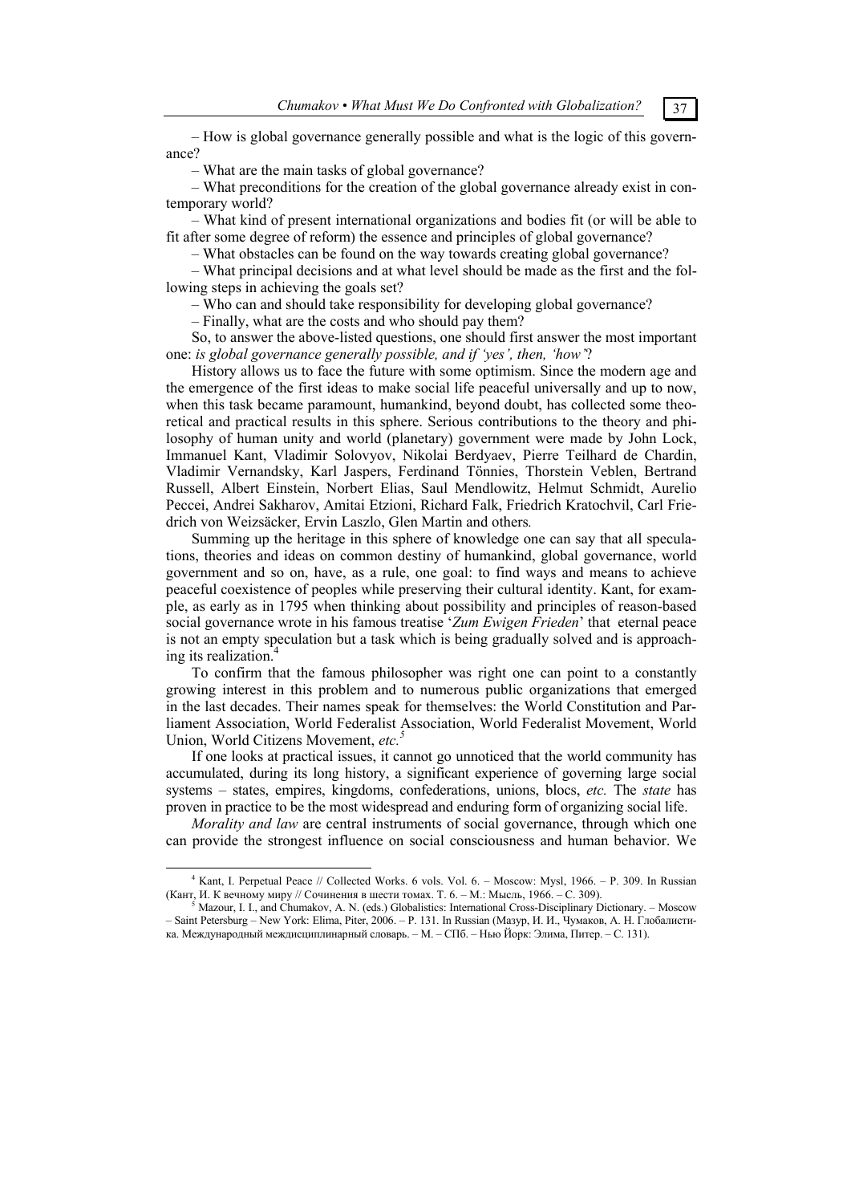– How is global governance generally possible and what is the logic of this governance?

– What are the main tasks of global governance?

– What preconditions for the creation of the global governance already exist in contemporary world?

– What kind of present international organizations and bodies fit (or will be able to fit after some degree of reform) the essence and principles of global governance?

– What obstacles can be found on the way towards creating global governance?

– What principal decisions and at what level should be made as the first and the following steps in achieving the goals set?

– Who can and should take responsibility for developing global governance?

– Finally, what are the costs and who should pay them?

So, to answer the above-listed questions, one should first answer the most important one: *is global governance generally possible, and if 'yes', then, 'how'*?

History allows us to face the future with some optimism. Since the modern age and the emergence of the first ideas to make social life peaceful universally and up to now, when this task became paramount, humankind, beyond doubt, has collected some theoretical and practical results in this sphere. Serious contributions to the theory and philosophy of human unity and world (planetary) government were made by John Lock, Immanuel Kant, Vladimir Solovyov, Nikolai Berdyaev, Pierre Teilhard de Chardin, Vladimir Vernandsky, Karl Jaspers, Ferdinand Tönnies, Thorstein Veblen, Bertrand Russell, Albert Einstein, Norbert Elias, Saul Mendlowitz, Helmut Schmidt, Aurelio Peccei, Andrei Sakharov, Amitai Etzioni, Richard Falk, Friedrich Kratochvil, Carl Friedrich von Weizsäcker, Ervin Laszlo, Glen Martin and others*.*

Summing up the heritage in this sphere of knowledge one can say that all speculations, theories and ideas on common destiny of humankind, global governance, world government and so on, have, as a rule, one goal: to find ways and means to achieve peaceful coexistence of peoples while preserving their cultural identity. Kant, for example, as early as in 1795 when thinking about possibility and principles of reason-based social governance wrote in his famous treatise '*Zum Ewigen Frieden*' that eternal peace is not an empty speculation but a task which is being gradually solved and is approaching its realization.[4]

To confirm that the famous philosopher was right one can point to a constantly growing interest in this problem and to numerous public organizations that emerged in the last decades. Their names speak for themselves: the World Constitution and Parliament Association, World Federalist Association, World Federalist Movement, World Union, World Citizens Movement, *etc.*[5]

If one looks at practical issues, it cannot go unnoticed that the world community has accumulated, during its long history, a significant experience of governing large social systems – states, empires, kingdoms, confederations, unions, blocs, *etc.* The *state* has proven in practice to be the most widespread and enduring form of organizing social life.

*Morality and law* are central instruments of social governance, through which one can provide the strongest influence on social consciousness and human behavior. We

---

[4] Kant, I. Perpetual Peace // Collected Works. 6 vols. Vol. 6. – Moscow: Mysl, 1966. – P. 309. In Russian (Кант, И. К вечному миру // Сочинения в шести томах. Т. 6. – М.: Мысль, 1966. – С. 309).

[5] Mazour, I. I., and Chumakov, A. N. (eds.) Globalistics: International Cross-Disciplinary Dictionary. – Moscow – Saint Petersburg – New York: Elima, Piter, 2006. – P. 131. In Russian (Мазур, И. И., Чумаков, А. Н. Глобалистика. Международный междисциплинарный словарь. – М. – СПб. – Нью Йорк: Элима, Питер. – С. 131).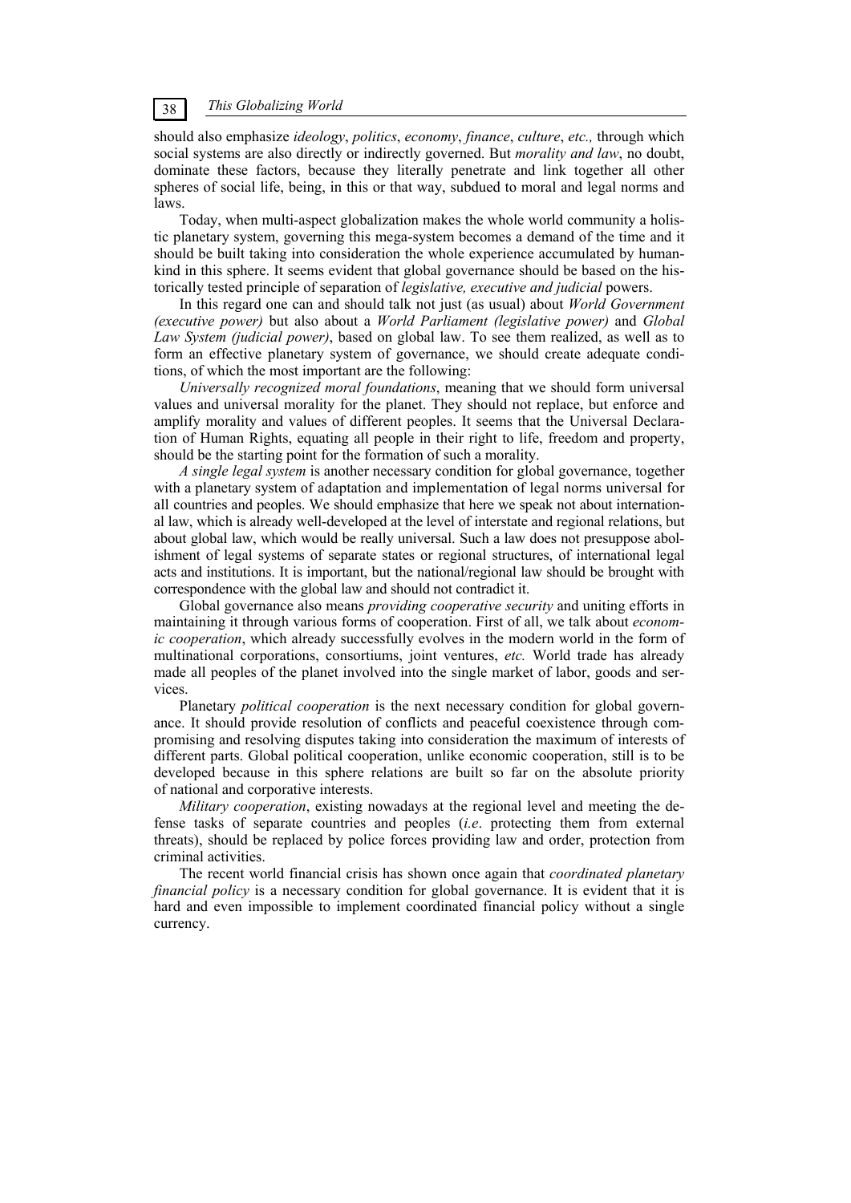should also emphasize *ideology*, *politics*, *economy*, *finance*, *culture*, *etc.,* through which social systems are also directly or indirectly governed. But *morality and law*, no doubt, dominate these factors, because they literally penetrate and link together all other spheres of social life, being, in this or that way, subdued to moral and legal norms and laws.

Today, when multi-aspect globalization makes the whole world community a holistic planetary system, governing this mega-system becomes a demand of the time and it should be built taking into consideration the whole experience accumulated by humankind in this sphere. It seems evident that global governance should be based on the historically tested principle of separation of *legislative, executive and judicial* powers.

In this regard one can and should talk not just (as usual) about *World Government (executive power)* but also about a *World Parliament (legislative power)* and *Global Law System (judicial power)*, based on global law. To see them realized, as well as to form an effective planetary system of governance, we should create adequate conditions, of which the most important are the following:

*Universally recognized moral foundations*, meaning that we should form universal values and universal morality for the planet. They should not replace, but enforce and amplify morality and values of different peoples. It seems that the Universal Declaration of Human Rights, equating all people in their right to life, freedom and property, should be the starting point for the formation of such a morality.

*A single legal system* is another necessary condition for global governance, together with a planetary system of adaptation and implementation of legal norms universal for all countries and peoples. We should emphasize that here we speak not about international law, which is already well-developed at the level of interstate and regional relations, but about global law, which would be really universal. Such a law does not presuppose abolishment of legal systems of separate states or regional structures, of international legal acts and institutions. It is important, but the national/regional law should be brought with correspondence with the global law and should not contradict it.

Global governance also means *providing cooperative security* and uniting efforts in maintaining it through various forms of cooperation. First of all, we talk about *economic cooperation*, which already successfully evolves in the modern world in the form of multinational corporations, consortiums, joint ventures, *etc.* World trade has already made all peoples of the planet involved into the single market of labor, goods and services.

Planetary *political cooperation* is the next necessary condition for global governance. It should provide resolution of conflicts and peaceful coexistence through compromising and resolving disputes taking into consideration the maximum of interests of different parts. Global political cooperation, unlike economic cooperation, still is to be developed because in this sphere relations are built so far on the absolute priority of national and corporative interests.

*Military cooperation*, existing nowadays at the regional level and meeting the defense tasks of separate countries and peoples (*i.e*. protecting them from external threats), should be replaced by police forces providing law and order, protection from criminal activities.

The recent world financial crisis has shown once again that *coordinated planetary financial policy* is a necessary condition for global governance. It is evident that it is hard and even impossible to implement coordinated financial policy without a single currency.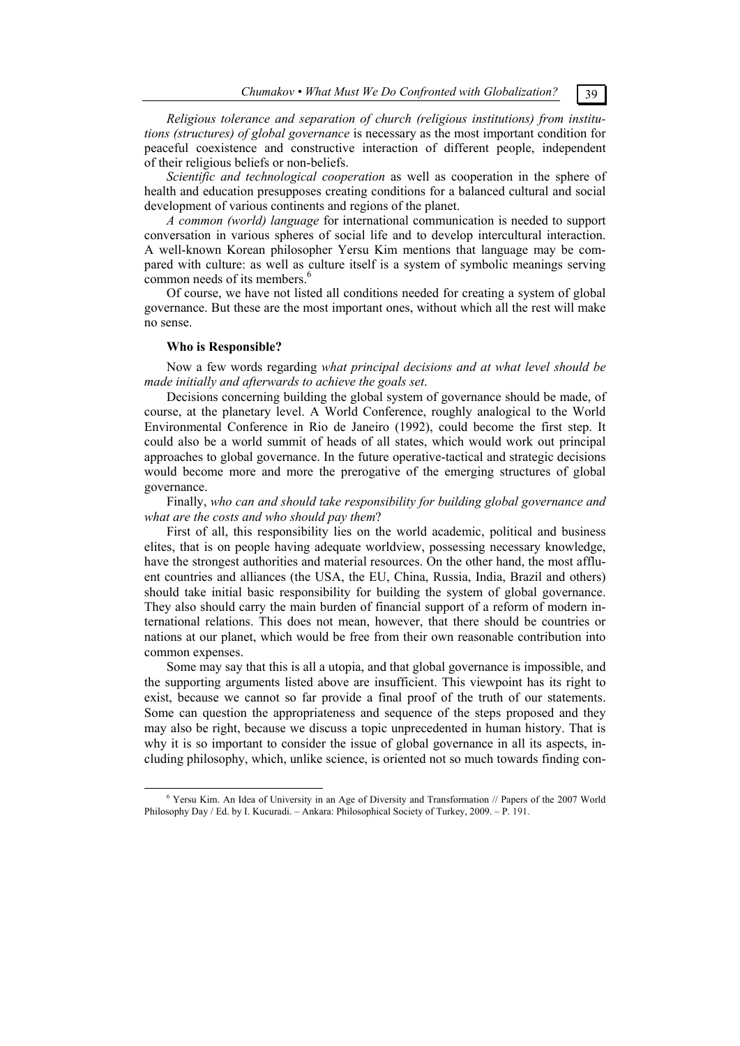*Religious tolerance and separation of church (religious institutions) from institutions (structures) of global governance* is necessary as the most important condition for peaceful coexistence and constructive interaction of different people, independent of their religious beliefs or non-beliefs.

*Scientific and technological cooperation* as well as cooperation in the sphere of health and education presupposes creating conditions for a balanced cultural and social development of various continents and regions of the planet.

*A common (world) language* for international communication is needed to support conversation in various spheres of social life and to develop intercultural interaction. A well-known Korean philosopher Yersu Kim mentions that language may be compared with culture: as well as culture itself is a system of symbolic meanings serving common needs of its members.[6]

Of course, we have not listed all conditions needed for creating a system of global governance. But these are the most important ones, without which all the rest will make no sense.

### Who is Responsible?

Now a few words regarding *what principal decisions and at what level should be made initially and afterwards to achieve the goals set*.

Decisions concerning building the global system of governance should be made, of course, at the planetary level. A World Conference, roughly analogical to the World Environmental Conference in Rio de Janeiro (1992), could become the first step. It could also be a world summit of heads of all states, which would work out principal approaches to global governance. In the future operative-tactical and strategic decisions would become more and more the prerogative of the emerging structures of global governance.

Finally, *who can and should take responsibility for building global governance and what are the costs and who should pay them*?

First of all, this responsibility lies on the world academic, political and business elites, that is on people having adequate worldview, possessing necessary knowledge, have the strongest authorities and material resources. On the other hand, the most affluent countries and alliances (the USA, the EU, China, Russia, India, Brazil and others) should take initial basic responsibility for building the system of global governance. They also should carry the main burden of financial support of a reform of modern international relations. This does not mean, however, that there should be countries or nations at our planet, which would be free from their own reasonable contribution into common expenses.

Some may say that this is all a utopia, and that global governance is impossible, and the supporting arguments listed above are insufficient. This viewpoint has its right to exist, because we cannot so far provide a final proof of the truth of our statements. Some can question the appropriateness and sequence of the steps proposed and they may also be right, because we discuss a topic unprecedented in human history. That is why it is so important to consider the issue of global governance in all its aspects, including philosophy, which, unlike science, is oriented not so much towards finding con-

---

[6] Yersu Kim. An Idea of University in an Age of Diversity and Transformation // Papers of the 2007 World Philosophy Day / Ed. by I. Kucuradi. – Ankara: Philosophical Society of Turkey, 2009. – P. 191.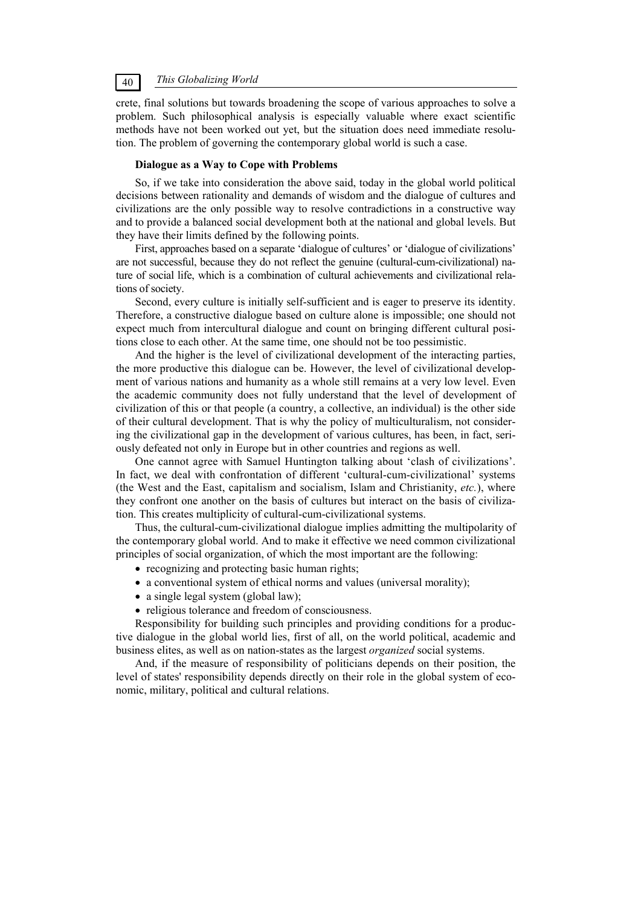crete, final solutions but towards broadening the scope of various approaches to solve a problem. Such philosophical analysis is especially valuable where exact scientific methods have not been worked out yet, but the situation does need immediate resolution. The problem of governing the contemporary global world is such a case.

**Dialogue as a Way to Cope with Problems**

So, if we take into consideration the above said, today in the global world political decisions between rationality and demands of wisdom and the dialogue of cultures and civilizations are the only possible way to resolve contradictions in a constructive way and to provide a balanced social development both at the national and global levels. But they have their limits defined by the following points.

First, approaches based on a separate 'dialogue of cultures' or 'dialogue of civilizations' are not successful, because they do not reflect the genuine (cultural-cum-civilizational) nature of social life, which is a combination of cultural achievements and civilizational relations of society.

Second, every culture is initially self-sufficient and is eager to preserve its identity. Therefore, a constructive dialogue based on culture alone is impossible; one should not expect much from intercultural dialogue and count on bringing different cultural positions close to each other. At the same time, one should not be too pessimistic.

And the higher is the level of civilizational development of the interacting parties, the more productive this dialogue can be. However, the level of civilizational development of various nations and humanity as a whole still remains at a very low level. Even the academic community does not fully understand that the level of development of civilization of this or that people (a country, a collective, an individual) is the other side of their cultural development. That is why the policy of multiculturalism, not considering the civilizational gap in the development of various cultures, has been, in fact, seriously defeated not only in Europe but in other countries and regions as well.

One cannot agree with Samuel Huntington talking about 'clash of civilizations'. In fact, we deal with confrontation of different 'cultural-cum-civilizational' systems (the West and the East, capitalism and socialism, Islam and Christianity, *etc.*), where they confront one another on the basis of cultures but interact on the basis of civilization. This creates multiplicity of cultural-cum-civilizational systems.

Thus, the cultural-cum-civilizational dialogue implies admitting the multipolarity of the contemporary global world. And to make it effective we need common civilizational principles of social organization, of which the most important are the following:

- recognizing and protecting basic human rights;
- a conventional system of ethical norms and values (universal morality);
- a single legal system (global law);
- religious tolerance and freedom of consciousness.

Responsibility for building such principles and providing conditions for a productive dialogue in the global world lies, first of all, on the world political, academic and business elites, as well as on nation-states as the largest *organized* social systems.

And, if the measure of responsibility of politicians depends on their position, the level of states' responsibility depends directly on their role in the global system of economic, military, political and cultural relations.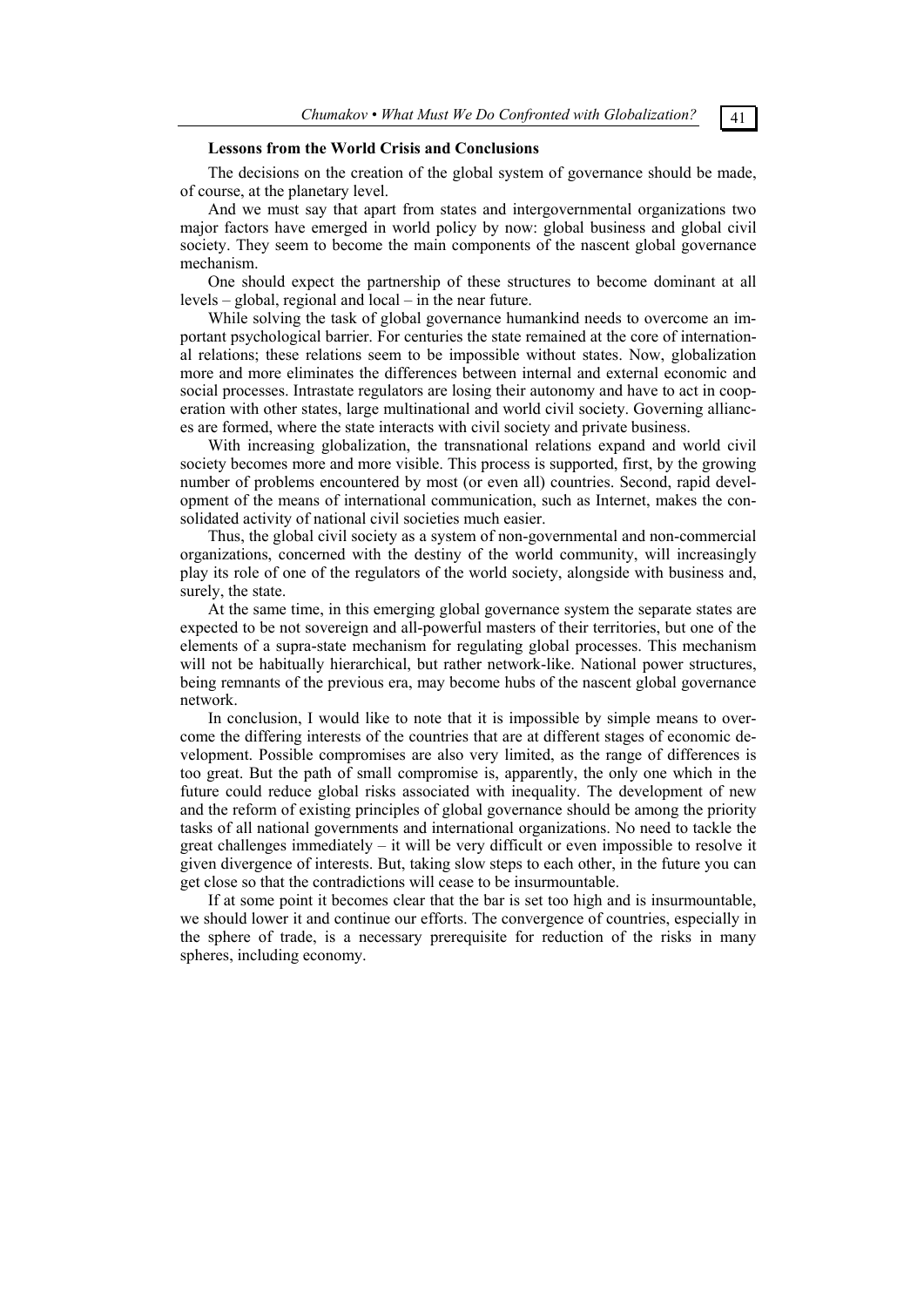### Lessons from the World Crisis and Conclusions

The decisions on the creation of the global system of governance should be made, of course, at the planetary level.

And we must say that apart from states and intergovernmental organizations two major factors have emerged in world policy by now: global business and global civil society. They seem to become the main components of the nascent global governance mechanism.

One should expect the partnership of these structures to become dominant at all levels – global, regional and local – in the near future.

While solving the task of global governance humankind needs to overcome an important psychological barrier. For centuries the state remained at the core of international relations; these relations seem to be impossible without states. Now, globalization more and more eliminates the differences between internal and external economic and social processes. Intrastate regulators are losing their autonomy and have to act in cooperation with other states, large multinational and world civil society. Governing alliances are formed, where the state interacts with civil society and private business.

With increasing globalization, the transnational relations expand and world civil society becomes more and more visible. This process is supported, first, by the growing number of problems encountered by most (or even all) countries. Second, rapid development of the means of international communication, such as Internet, makes the consolidated activity of national civil societies much easier.

Thus, the global civil society as a system of non-governmental and non-commercial organizations, concerned with the destiny of the world community, will increasingly play its role of one of the regulators of the world society, alongside with business and, surely, the state.

At the same time, in this emerging global governance system the separate states are expected to be not sovereign and all-powerful masters of their territories, but one of the elements of a supra-state mechanism for regulating global processes. This mechanism will not be habitually hierarchical, but rather network-like. National power structures, being remnants of the previous era, may become hubs of the nascent global governance network.

In conclusion, I would like to note that it is impossible by simple means to overcome the differing interests of the countries that are at different stages of economic development. Possible compromises are also very limited, as the range of differences is too great. But the path of small compromise is, apparently, the only one which in the future could reduce global risks associated with inequality. The development of new and the reform of existing principles of global governance should be among the priority tasks of all national governments and international organizations. No need to tackle the great challenges immediately – it will be very difficult or even impossible to resolve it given divergence of interests. But, taking slow steps to each other, in the future you can get close so that the contradictions will cease to be insurmountable.

If at some point it becomes clear that the bar is set too high and is insurmountable, we should lower it and continue our efforts. The convergence of countries, especially in the sphere of trade, is a necessary prerequisite for reduction of the risks in many spheres, including economy.